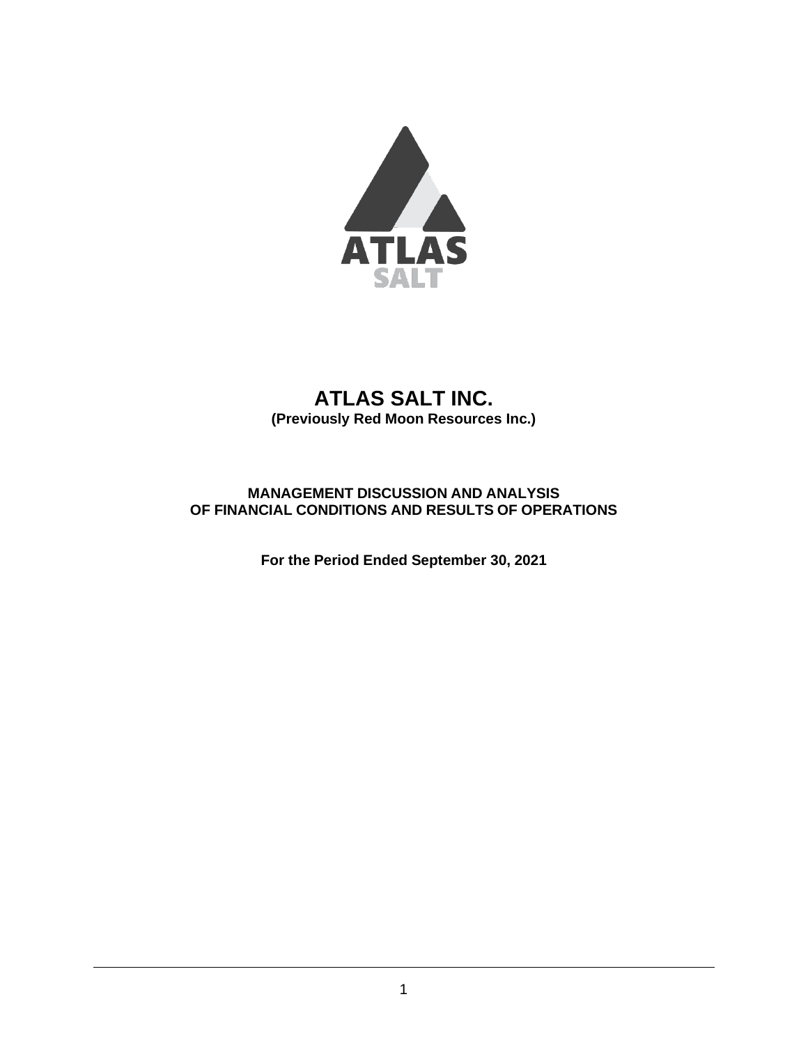# ATLAS SALT INC.

**(Previously Red Moon Resources Inc.)**

**MANAGEMENT DISCUSSION AND ANALYSIS OF FINANCIAL CONDITIONS AND RESULTS OF OPERATIONS**

**For the Period Ended September 30, 2021**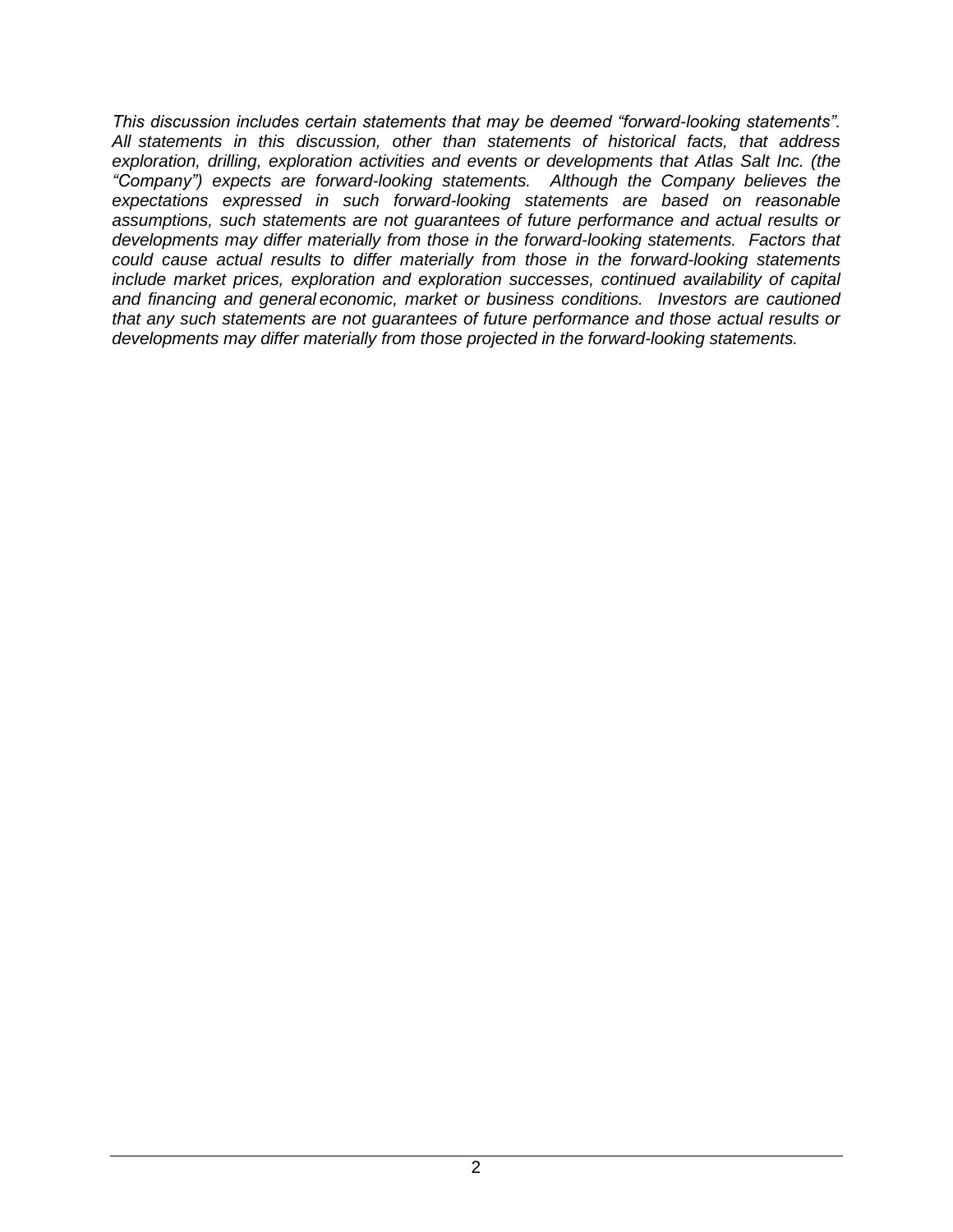*This discussion includes certain statements that may be deemed "forward-looking statements". All statements in this discussion, other than statements of historical facts, that address exploration, drilling, exploration activities and events or developments that Atlas Salt Inc. (the "Company") expects are forward-looking statements. Although the Company believes the expectations expressed in such forward-looking statements are based on reasonable assumptions, such statements are not guarantees of future performance and actual results or developments may differ materially from those in the forward-looking statements. Factors that could cause actual results to differ materially from those in the forward-looking statements include market prices, exploration and exploration successes, continued availability of capital and financing and general economic, market or business conditions. Investors are cautioned that any such statements are not guarantees of future performance and those actual results or developments may differ materially from those projected in the forward-looking statements.*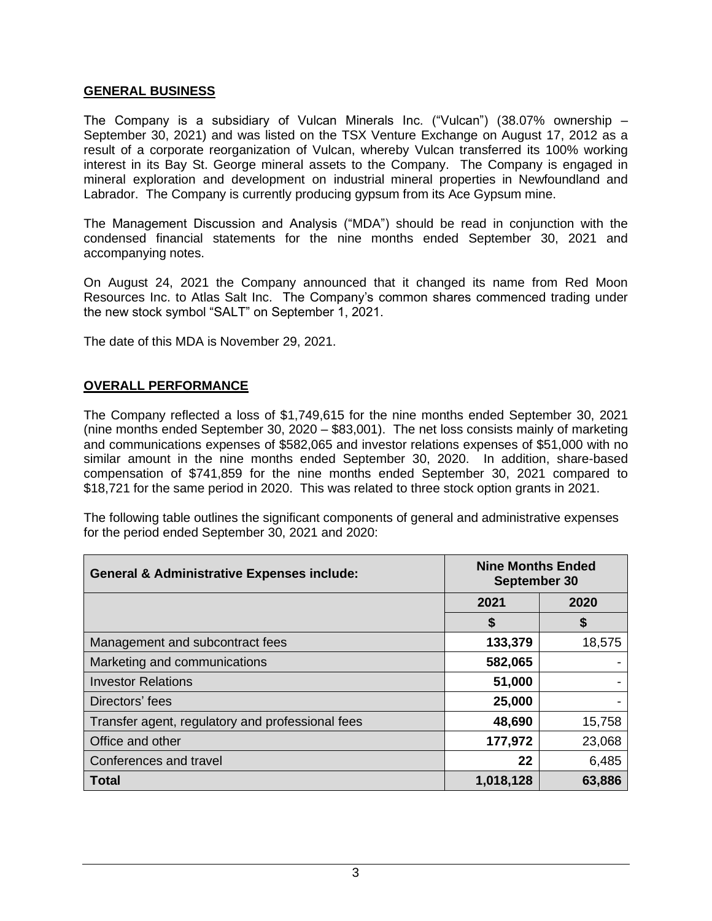## GENERAL BUSINESS

The Company is a subsidiary of Vulcan Minerals Inc. ("Vulcan") (38.07% ownership – September 30, 2021) and was listed on the TSX Venture Exchange on August 17, 2012 as a result of a corporate reorganization of Vulcan, whereby Vulcan transferred its 100% working interest in its Bay St. George mineral assets to the Company. The Company is engaged in mineral exploration and development on industrial mineral properties in Newfoundland and Labrador. The Company is currently producing gypsum from its Ace Gypsum mine.

The Management Discussion and Analysis ("MDA") should be read in conjunction with the condensed financial statements for the nine months ended September 30, 2021 and accompanying notes.

On August 24, 2021 the Company announced that it changed its name from Red Moon Resources Inc. to Atlas Salt Inc. The Company's common shares commenced trading under the new stock symbol "SALT" on September 1, 2021.

The date of this MDA is November 29, 2021.

## OVERALL PERFORMANCE

The Company reflected a loss of $1,749,615 for the nine months ended September 30, 2021 (nine months ended September 30, 2020 – $83,001). The net loss consists mainly of marketing and communications expenses of $582,065 and investor relations expenses of $51,000 with no similar amount in the nine months ended September 30, 2020. In addition, share-based compensation of $741,859 for the nine months ended September 30, 2021 compared to $18,721 for the same period in 2020. This was related to three stock option grants in 2021.

The following table outlines the significant components of general and administrative expenses for the period ended September 30, 2021 and 2020:

| General & Administrative Expenses include: | Nine Months Ended September 30 | |
|---|---|---|
| | 2021 | 2020 |
| | $ | $ |
| Management and subcontract fees | **133,379** | 18,575 |
| Marketing and communications | **582,065** | - |
| Investor Relations | **51,000** | - |
| Directors' fees | **25,000** | - |
| Transfer agent, regulatory and professional fees | **48,690** | 15,758 |
| Office and other | **177,972** | 23,068 |
| Conferences and travel | **22** | 6,485 |
| **Total** | **1,018,128** | **63,886** |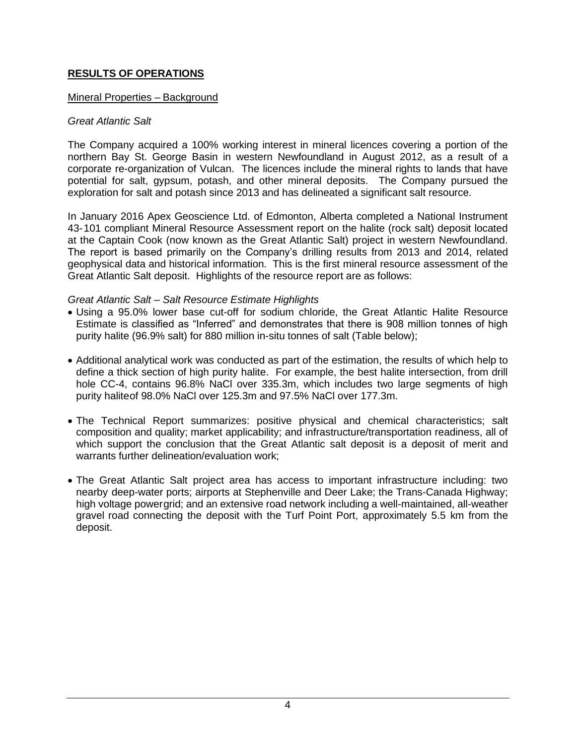## RESULTS OF OPERATIONS

### Mineral Properties – Background

*Great Atlantic Salt*

The Company acquired a 100% working interest in mineral licences covering a portion of the northern Bay St. George Basin in western Newfoundland in August 2012, as a result of a corporate re-organization of Vulcan. The licences include the mineral rights to lands that have potential for salt, gypsum, potash, and other mineral deposits. The Company pursued the exploration for salt and potash since 2013 and has delineated a significant salt resource.

In January 2016 Apex Geoscience Ltd. of Edmonton, Alberta completed a National Instrument 43-101 compliant Mineral Resource Assessment report on the halite (rock salt) deposit located at the Captain Cook (now known as the Great Atlantic Salt) project in western Newfoundland. The report is based primarily on the Company's drilling results from 2013 and 2014, related geophysical data and historical information. This is the first mineral resource assessment of the Great Atlantic Salt deposit. Highlights of the resource report are as follows:

*Great Atlantic Salt – Salt Resource Estimate Highlights*

- Using a 95.0% lower base cut-off for sodium chloride, the Great Atlantic Halite Resource Estimate is classified as "Inferred" and demonstrates that there is 908 million tonnes of high purity halite (96.9% salt) for 880 million in-situ tonnes of salt (Table below);
- Additional analytical work was conducted as part of the estimation, the results of which help to define a thick section of high purity halite. For example, the best halite intersection, from drill hole CC-4, contains 96.8% NaCl over 335.3m, which includes two large segments of high purity haliteof 98.0% NaCl over 125.3m and 97.5% NaCl over 177.3m.
- The Technical Report summarizes: positive physical and chemical characteristics; salt composition and quality; market applicability; and infrastructure/transportation readiness, all of which support the conclusion that the Great Atlantic salt deposit is a deposit of merit and warrants further delineation/evaluation work;
- The Great Atlantic Salt project area has access to important infrastructure including: two nearby deep-water ports; airports at Stephenville and Deer Lake; the Trans-Canada Highway; high voltage powergrid; and an extensive road network including a well-maintained, all-weather gravel road connecting the deposit with the Turf Point Port, approximately 5.5 km from the deposit.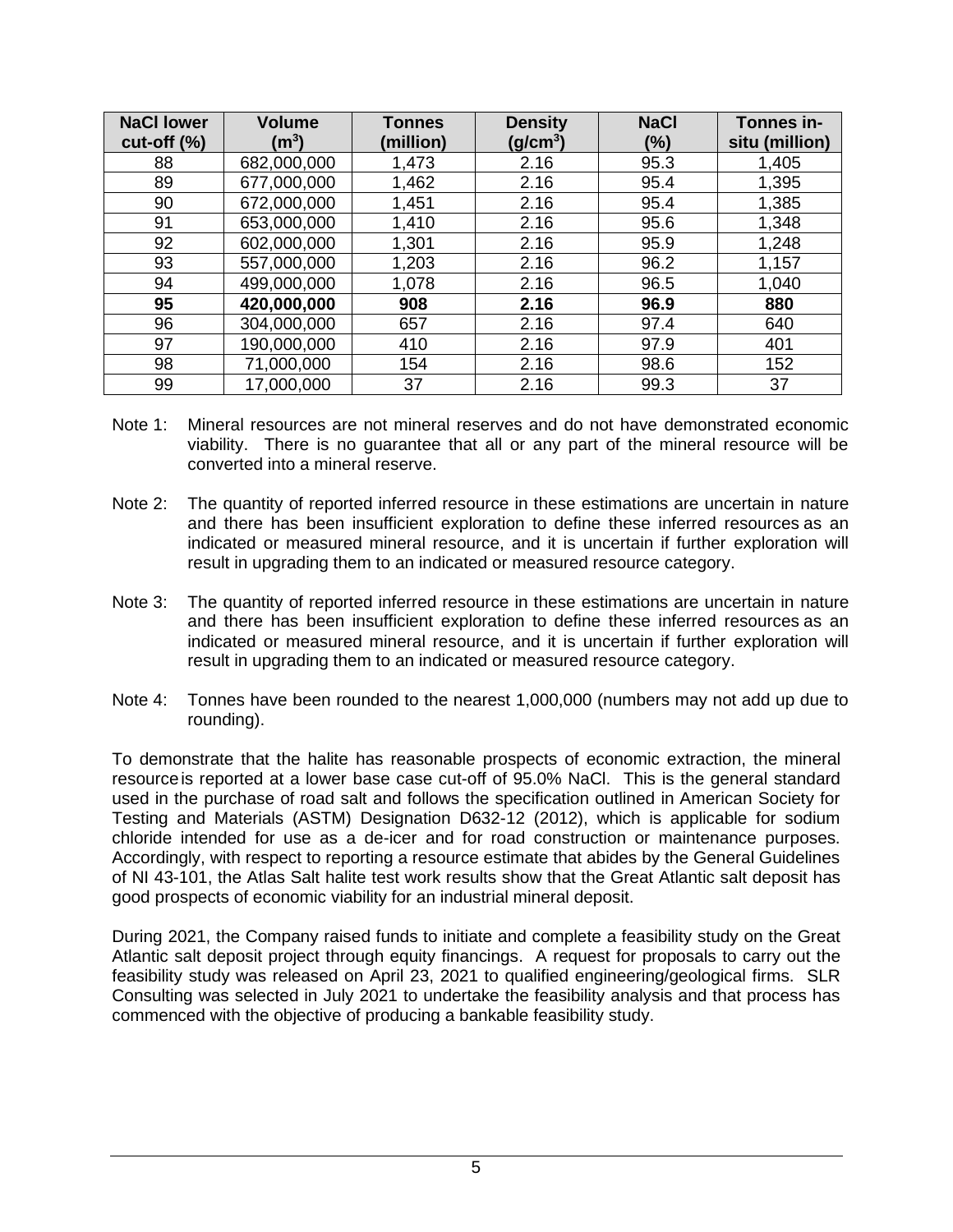| NaCl lower cut-off (%) | Volume ($m^3$) | Tonnes (million) | Density ($g/cm^3$) | NaCl (%) | Tonnes in-situ (million) |
|---|---|---|---|---|---|
| 88 | 682,000,000 | 1,473 | 2.16 | 95.3 | 1,405 |
| 89 | 677,000,000 | 1,462 | 2.16 | 95.4 | 1,395 |
| 90 | 672,000,000 | 1,451 | 2.16 | 95.4 | 1,385 |
| 91 | 653,000,000 | 1,410 | 2.16 | 95.6 | 1,348 |
| 92 | 602,000,000 | 1,301 | 2.16 | 95.9 | 1,248 |
| 93 | 557,000,000 | 1,203 | 2.16 | 96.2 | 1,157 |
| 94 | 499,000,000 | 1,078 | 2.16 | 96.5 | 1,040 |
| **95** | **420,000,000** | **908** | **2.16** | **96.9** | **880** |
| 96 | 304,000,000 | 657 | 2.16 | 97.4 | 640 |
| 97 | 190,000,000 | 410 | 2.16 | 97.9 | 401 |
| 98 | 71,000,000 | 154 | 2.16 | 98.6 | 152 |
| 99 | 17,000,000 | 37 | 2.16 | 99.3 | 37 |

Note 1: Mineral resources are not mineral reserves and do not have demonstrated economic viability. There is no guarantee that all or any part of the mineral resource will be converted into a mineral reserve.

Note 2: The quantity of reported inferred resource in these estimations are uncertain in nature and there has been insufficient exploration to define these inferred resources as an indicated or measured mineral resource, and it is uncertain if further exploration will result in upgrading them to an indicated or measured resource category.

Note 3: The quantity of reported inferred resource in these estimations are uncertain in nature and there has been insufficient exploration to define these inferred resources as an indicated or measured mineral resource, and it is uncertain if further exploration will result in upgrading them to an indicated or measured resource category.

Note 4: Tonnes have been rounded to the nearest 1,000,000 (numbers may not add up due to rounding).

To demonstrate that the halite has reasonable prospects of economic extraction, the mineral resource is reported at a lower base case cut-off of 95.0% NaCl. This is the general standard used in the purchase of road salt and follows the specification outlined in American Society for Testing and Materials (ASTM) Designation D632-12 (2012), which is applicable for sodium chloride intended for use as a de-icer and for road construction or maintenance purposes. Accordingly, with respect to reporting a resource estimate that abides by the General Guidelines of NI 43-101, the Atlas Salt halite test work results show that the Great Atlantic salt deposit has good prospects of economic viability for an industrial mineral deposit.

During 2021, the Company raised funds to initiate and complete a feasibility study on the Great Atlantic salt deposit project through equity financings. A request for proposals to carry out the feasibility study was released on April 23, 2021 to qualified engineering/geological firms. SLR Consulting was selected in July 2021 to undertake the feasibility analysis and that process has commenced with the objective of producing a bankable feasibility study.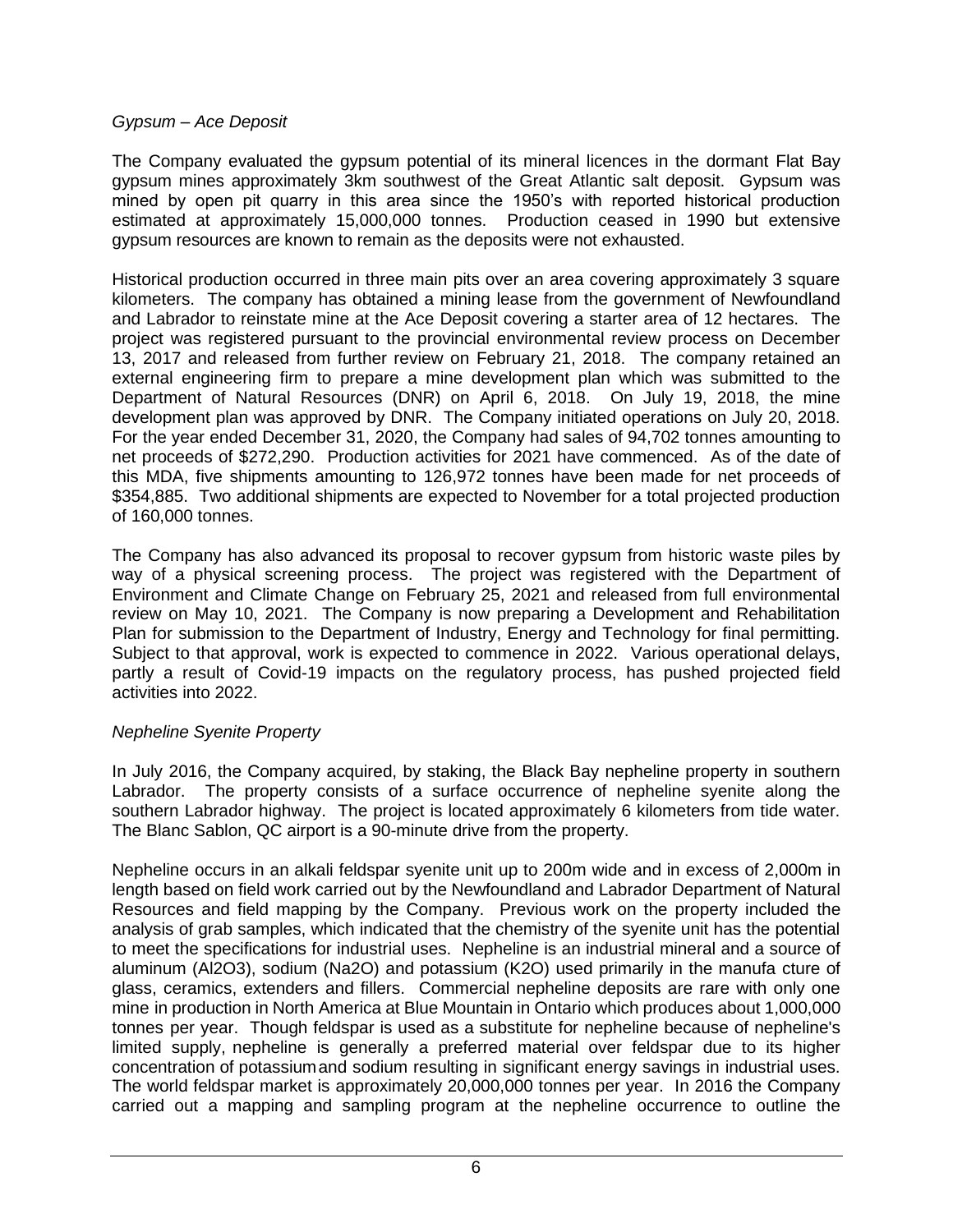*Gypsum – Ace Deposit*

The Company evaluated the gypsum potential of its mineral licences in the dormant Flat Bay gypsum mines approximately 3km southwest of the Great Atlantic salt deposit. Gypsum was mined by open pit quarry in this area since the 1950's with reported historical production estimated at approximately 15,000,000 tonnes. Production ceased in 1990 but extensive gypsum resources are known to remain as the deposits were not exhausted.

Historical production occurred in three main pits over an area covering approximately 3 square kilometers. The company has obtained a mining lease from the government of Newfoundland and Labrador to reinstate mine at the Ace Deposit covering a starter area of 12 hectares. The project was registered pursuant to the provincial environmental review process on December 13, 2017 and released from further review on February 21, 2018. The company retained an external engineering firm to prepare a mine development plan which was submitted to the Department of Natural Resources (DNR) on April 6, 2018. On July 19, 2018, the mine development plan was approved by DNR. The Company initiated operations on July 20, 2018. For the year ended December 31, 2020, the Company had sales of 94,702 tonnes amounting to net proceeds of $272,290. Production activities for 2021 have commenced. As of the date of this MDA, five shipments amounting to 126,972 tonnes have been made for net proceeds of $354,885. Two additional shipments are expected to November for a total projected production of 160,000 tonnes.

The Company has also advanced its proposal to recover gypsum from historic waste piles by way of a physical screening process. The project was registered with the Department of Environment and Climate Change on February 25, 2021 and released from full environmental review on May 10, 2021. The Company is now preparing a Development and Rehabilitation Plan for submission to the Department of Industry, Energy and Technology for final permitting. Subject to that approval, work is expected to commence in 2022. Various operational delays, partly a result of Covid-19 impacts on the regulatory process, has pushed projected field activities into 2022.

*Nepheline Syenite Property*

In July 2016, the Company acquired, by staking, the Black Bay nepheline property in southern Labrador. The property consists of a surface occurrence of nepheline syenite along the southern Labrador highway. The project is located approximately 6 kilometers from tide water. The Blanc Sablon, QC airport is a 90-minute drive from the property.

Nepheline occurs in an alkali feldspar syenite unit up to 200m wide and in excess of 2,000m in length based on field work carried out by the Newfoundland and Labrador Department of Natural Resources and field mapping by the Company. Previous work on the property included the analysis of grab samples, which indicated that the chemistry of the syenite unit has the potential to meet the specifications for industrial uses. Nepheline is an industrial mineral and a source of aluminum ($Al_2O_3$), sodium ($Na_2O$) and potassium ($K_2O$) used primarily in the manufa cture of glass, ceramics, extenders and fillers. Commercial nepheline deposits are rare with only one mine in production in North America at Blue Mountain in Ontario which produces about 1,000,000 tonnes per year. Though feldspar is used as a substitute for nepheline because of nepheline's limited supply, nepheline is generally a preferred material over feldspar due to its higher concentration of potassium and sodium resulting in significant energy savings in industrial uses. The world feldspar market is approximately 20,000,000 tonnes per year. In 2016 the Company carried out a mapping and sampling program at the nepheline occurrence to outline the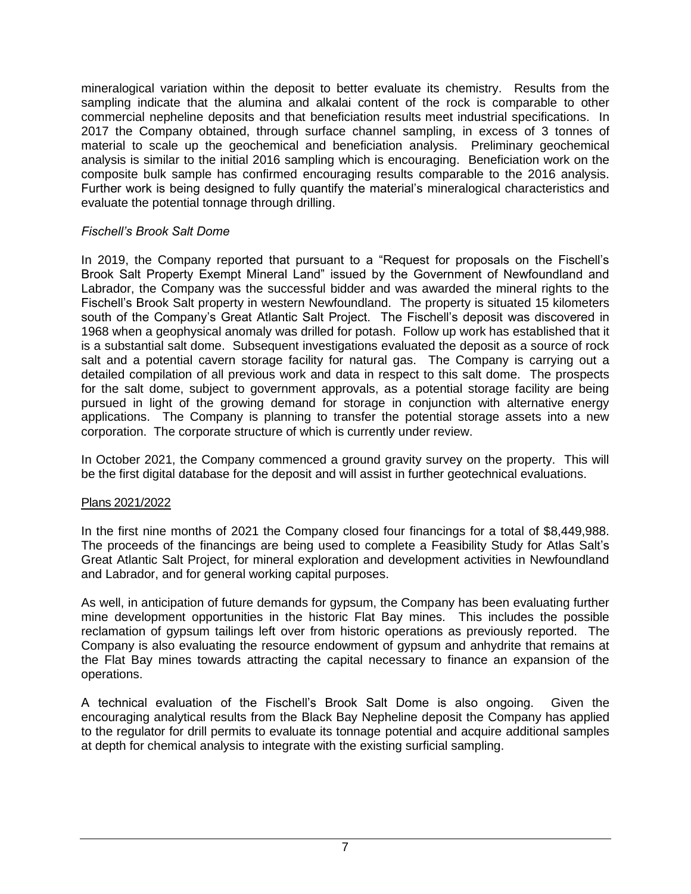mineralogical variation within the deposit to better evaluate its chemistry. Results from the sampling indicate that the alumina and alkalai content of the rock is comparable to other commercial nepheline deposits and that beneficiation results meet industrial specifications. In 2017 the Company obtained, through surface channel sampling, in excess of 3 tonnes of material to scale up the geochemical and beneficiation analysis. Preliminary geochemical analysis is similar to the initial 2016 sampling which is encouraging. Beneficiation work on the composite bulk sample has confirmed encouraging results comparable to the 2016 analysis. Further work is being designed to fully quantify the material's mineralogical characteristics and evaluate the potential tonnage through drilling.

*Fischell's Brook Salt Dome*

In 2019, the Company reported that pursuant to a "Request for proposals on the Fischell's Brook Salt Property Exempt Mineral Land" issued by the Government of Newfoundland and Labrador, the Company was the successful bidder and was awarded the mineral rights to the Fischell's Brook Salt property in western Newfoundland. The property is situated 15 kilometers south of the Company's Great Atlantic Salt Project. The Fischell's deposit was discovered in 1968 when a geophysical anomaly was drilled for potash. Follow up work has established that it is a substantial salt dome. Subsequent investigations evaluated the deposit as a source of rock salt and a potential cavern storage facility for natural gas. The Company is carrying out a detailed compilation of all previous work and data in respect to this salt dome. The prospects for the salt dome, subject to government approvals, as a potential storage facility are being pursued in light of the growing demand for storage in conjunction with alternative energy applications. The Company is planning to transfer the potential storage assets into a new corporation. The corporate structure of which is currently under review.

In October 2021, the Company commenced a ground gravity survey on the property. This will be the first digital database for the deposit and will assist in further geotechnical evaluations.

<u>Plans 2021/2022</u>

In the first nine months of 2021 the Company closed four financings for a total of $8,449,988. The proceeds of the financings are being used to complete a Feasibility Study for Atlas Salt's Great Atlantic Salt Project, for mineral exploration and development activities in Newfoundland and Labrador, and for general working capital purposes.

As well, in anticipation of future demands for gypsum, the Company has been evaluating further mine development opportunities in the historic Flat Bay mines. This includes the possible reclamation of gypsum tailings left over from historic operations as previously reported. The Company is also evaluating the resource endowment of gypsum and anhydrite that remains at the Flat Bay mines towards attracting the capital necessary to finance an expansion of the operations.

A technical evaluation of the Fischell's Brook Salt Dome is also ongoing. Given the encouraging analytical results from the Black Bay Nepheline deposit the Company has applied to the regulator for drill permits to evaluate its tonnage potential and acquire additional samples at depth for chemical analysis to integrate with the existing surficial sampling.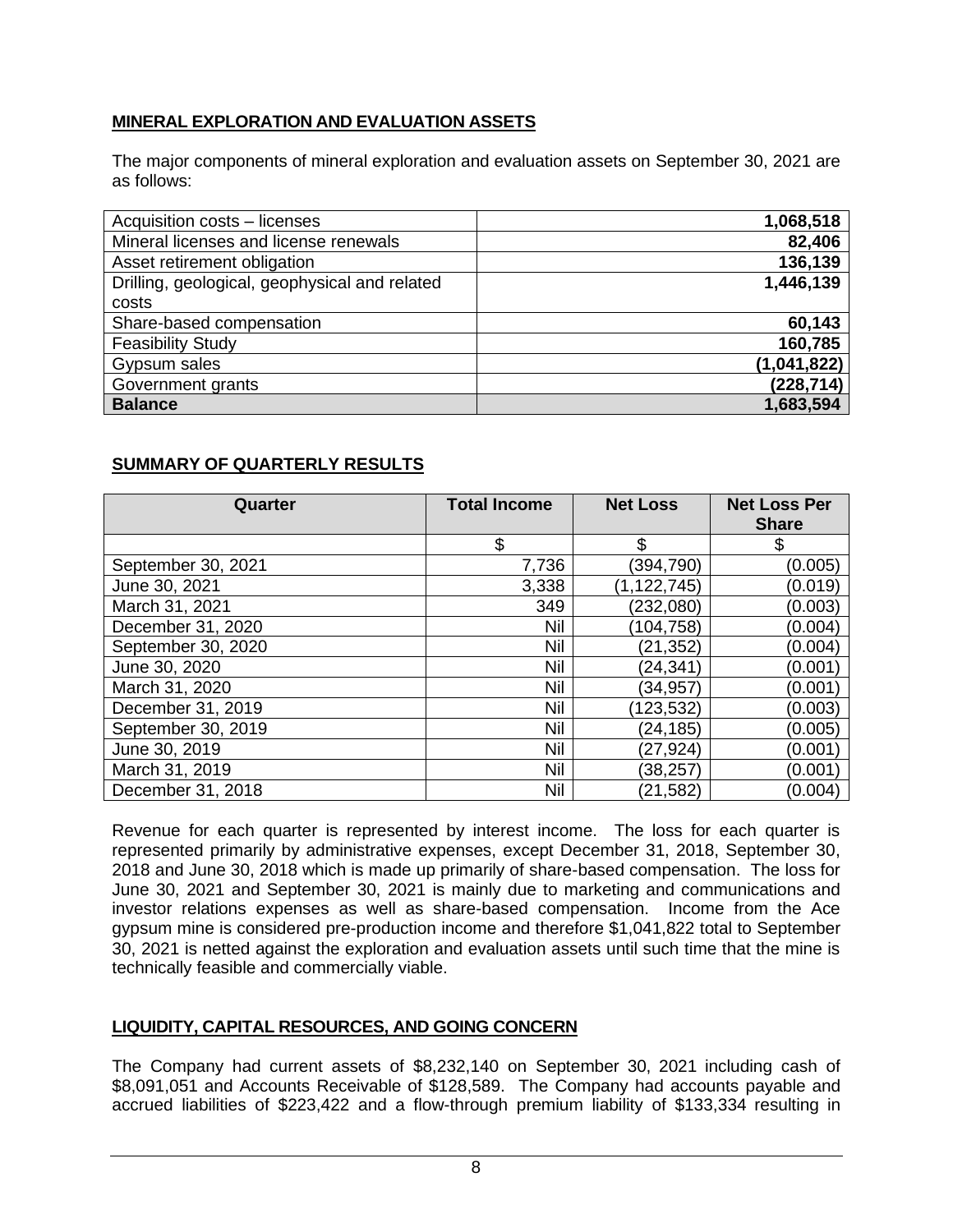## MINERAL EXPLORATION AND EVALUATION ASSETS

The major components of mineral exploration and evaluation assets on September 30, 2021 are as follows:

| | |
|---|---:|
| Acquisition costs – licenses | **1,068,518** |
| Mineral licenses and license renewals | **82,406** |
| Asset retirement obligation | **136,139** |
| Drilling, geological, geophysical and related costs | **1,446,139** |
| Share-based compensation | **60,143** |
| Feasibility Study | **160,785** |
| Gypsum sales | **(1,041,822)** |
| Government grants | **(228,714)** |
| **Balance** | **1,683,594** |

## SUMMARY OF QUARTERLY RESULTS

| Quarter | Total Income | Net Loss | Net Loss Per Share |
|---|---:|---:|---:|
| | $ | $ | $ |
| September 30, 2021 | 7,736 | (394,790) | (0.005) |
| June 30, 2021 | 3,338 | (1,122,745) | (0.019) |
| March 31, 2021 | 349 | (232,080) | (0.003) |
| December 31, 2020 | Nil | (104,758) | (0.004) |
| September 30, 2020 | Nil | (21,352) | (0.004) |
| June 30, 2020 | Nil | (24,341) | (0.001) |
| March 31, 2020 | Nil | (34,957) | (0.001) |
| December 31, 2019 | Nil | (123,532) | (0.003) |
| September 30, 2019 | Nil | (24,185) | (0.005) |
| June 30, 2019 | Nil | (27,924) | (0.001) |
| March 31, 2019 | Nil | (38,257) | (0.001) |
| December 31, 2018 | Nil | (21,582) | (0.004) |

Revenue for each quarter is represented by interest income. The loss for each quarter is represented primarily by administrative expenses, except December 31, 2018, September 30, 2018 and June 30, 2018 which is made up primarily of share-based compensation. The loss for June 30, 2021 and September 30, 2021 is mainly due to marketing and communications and investor relations expenses as well as share-based compensation. Income from the Ace gypsum mine is considered pre-production income and therefore $1,041,822 total to September 30, 2021 is netted against the exploration and evaluation assets until such time that the mine is technically feasible and commercially viable.

## LIQUIDITY, CAPITAL RESOURCES, AND GOING CONCERN

The Company had current assets of $8,232,140 on September 30, 2021 including cash of $8,091,051 and Accounts Receivable of $128,589. The Company had accounts payable and accrued liabilities of $223,422 and a flow-through premium liability of $133,334 resulting in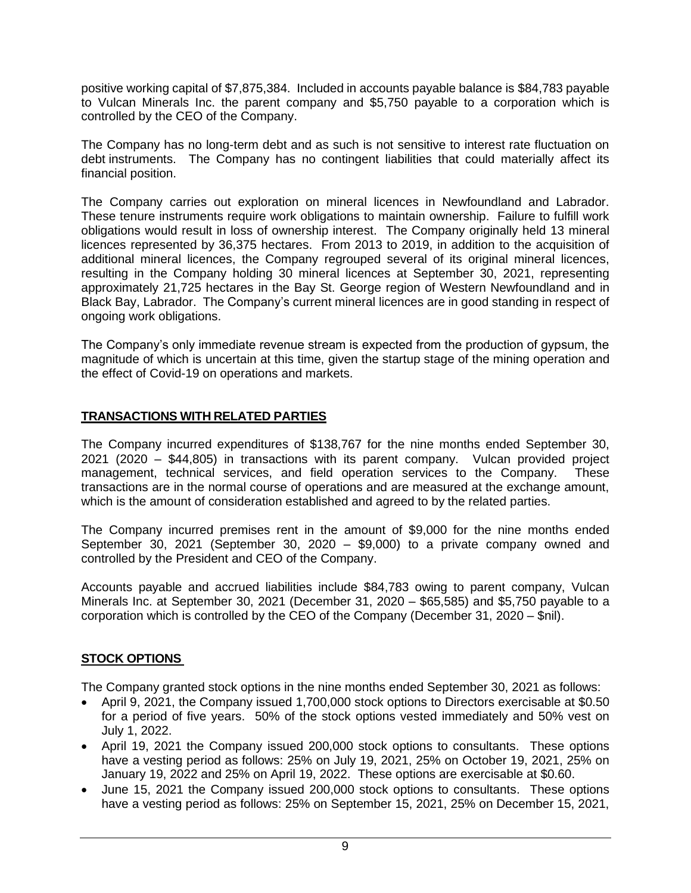positive working capital of $7,875,384. Included in accounts payable balance is $84,783 payable to Vulcan Minerals Inc. the parent company and $5,750 payable to a corporation which is controlled by the CEO of the Company.

The Company has no long-term debt and as such is not sensitive to interest rate fluctuation on debt instruments. The Company has no contingent liabilities that could materially affect its financial position.

The Company carries out exploration on mineral licences in Newfoundland and Labrador. These tenure instruments require work obligations to maintain ownership. Failure to fulfill work obligations would result in loss of ownership interest. The Company originally held 13 mineral licences represented by 36,375 hectares. From 2013 to 2019, in addition to the acquisition of additional mineral licences, the Company regrouped several of its original mineral licences, resulting in the Company holding 30 mineral licences at September 30, 2021, representing approximately 21,725 hectares in the Bay St. George region of Western Newfoundland and in Black Bay, Labrador. The Company's current mineral licences are in good standing in respect of ongoing work obligations.

The Company's only immediate revenue stream is expected from the production of gypsum, the magnitude of which is uncertain at this time, given the startup stage of the mining operation and the effect of Covid-19 on operations and markets.

## TRANSACTIONS WITH RELATED PARTIES

The Company incurred expenditures of $138,767 for the nine months ended September 30, 2021 (2020 – $44,805) in transactions with its parent company. Vulcan provided project management, technical services, and field operation services to the Company. These transactions are in the normal course of operations and are measured at the exchange amount, which is the amount of consideration established and agreed to by the related parties.

The Company incurred premises rent in the amount of $9,000 for the nine months ended September 30, 2021 (September 30, 2020 – $9,000) to a private company owned and controlled by the President and CEO of the Company.

Accounts payable and accrued liabilities include $84,783 owing to parent company, Vulcan Minerals Inc. at September 30, 2021 (December 31, 2020 – $65,585) and $5,750 payable to a corporation which is controlled by the CEO of the Company (December 31, 2020 – $nil).

## STOCK OPTIONS

The Company granted stock options in the nine months ended September 30, 2021 as follows:

- April 9, 2021, the Company issued 1,700,000 stock options to Directors exercisable at $0.50 for a period of five years. 50% of the stock options vested immediately and 50% vest on July 1, 2022.
- April 19, 2021 the Company issued 200,000 stock options to consultants. These options have a vesting period as follows: 25% on July 19, 2021, 25% on October 19, 2021, 25% on January 19, 2022 and 25% on April 19, 2022. These options are exercisable at $0.60.
- June 15, 2021 the Company issued 200,000 stock options to consultants. These options have a vesting period as follows: 25% on September 15, 2021, 25% on December 15, 2021,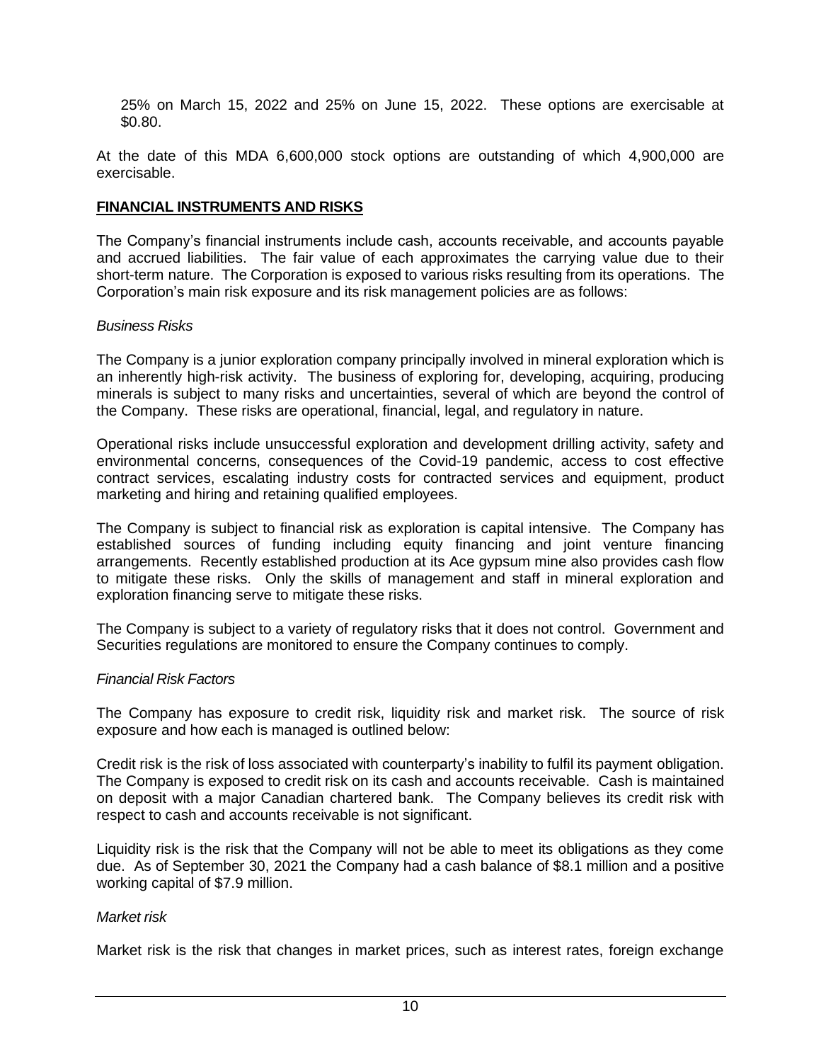25% on March 15, 2022 and 25% on June 15, 2022. These options are exercisable at $0.80.

At the date of this MDA 6,600,000 stock options are outstanding of which 4,900,000 are exercisable.

## FINANCIAL INSTRUMENTS AND RISKS

The Company's financial instruments include cash, accounts receivable, and accounts payable and accrued liabilities. The fair value of each approximates the carrying value due to their short-term nature. The Corporation is exposed to various risks resulting from its operations. The Corporation's main risk exposure and its risk management policies are as follows:

*Business Risks*

The Company is a junior exploration company principally involved in mineral exploration which is an inherently high-risk activity. The business of exploring for, developing, acquiring, producing minerals is subject to many risks and uncertainties, several of which are beyond the control of the Company. These risks are operational, financial, legal, and regulatory in nature.

Operational risks include unsuccessful exploration and development drilling activity, safety and environmental concerns, consequences of the Covid-19 pandemic, access to cost effective contract services, escalating industry costs for contracted services and equipment, product marketing and hiring and retaining qualified employees.

The Company is subject to financial risk as exploration is capital intensive. The Company has established sources of funding including equity financing and joint venture financing arrangements. Recently established production at its Ace gypsum mine also provides cash flow to mitigate these risks. Only the skills of management and staff in mineral exploration and exploration financing serve to mitigate these risks.

The Company is subject to a variety of regulatory risks that it does not control. Government and Securities regulations are monitored to ensure the Company continues to comply.

*Financial Risk Factors*

The Company has exposure to credit risk, liquidity risk and market risk. The source of risk exposure and how each is managed is outlined below:

Credit risk is the risk of loss associated with counterparty's inability to fulfil its payment obligation. The Company is exposed to credit risk on its cash and accounts receivable. Cash is maintained on deposit with a major Canadian chartered bank. The Company believes its credit risk with respect to cash and accounts receivable is not significant.

Liquidity risk is the risk that the Company will not be able to meet its obligations as they come due. As of September 30, 2021 the Company had a cash balance of $8.1 million and a positive working capital of $7.9 million.

*Market risk*

Market risk is the risk that changes in market prices, such as interest rates, foreign exchange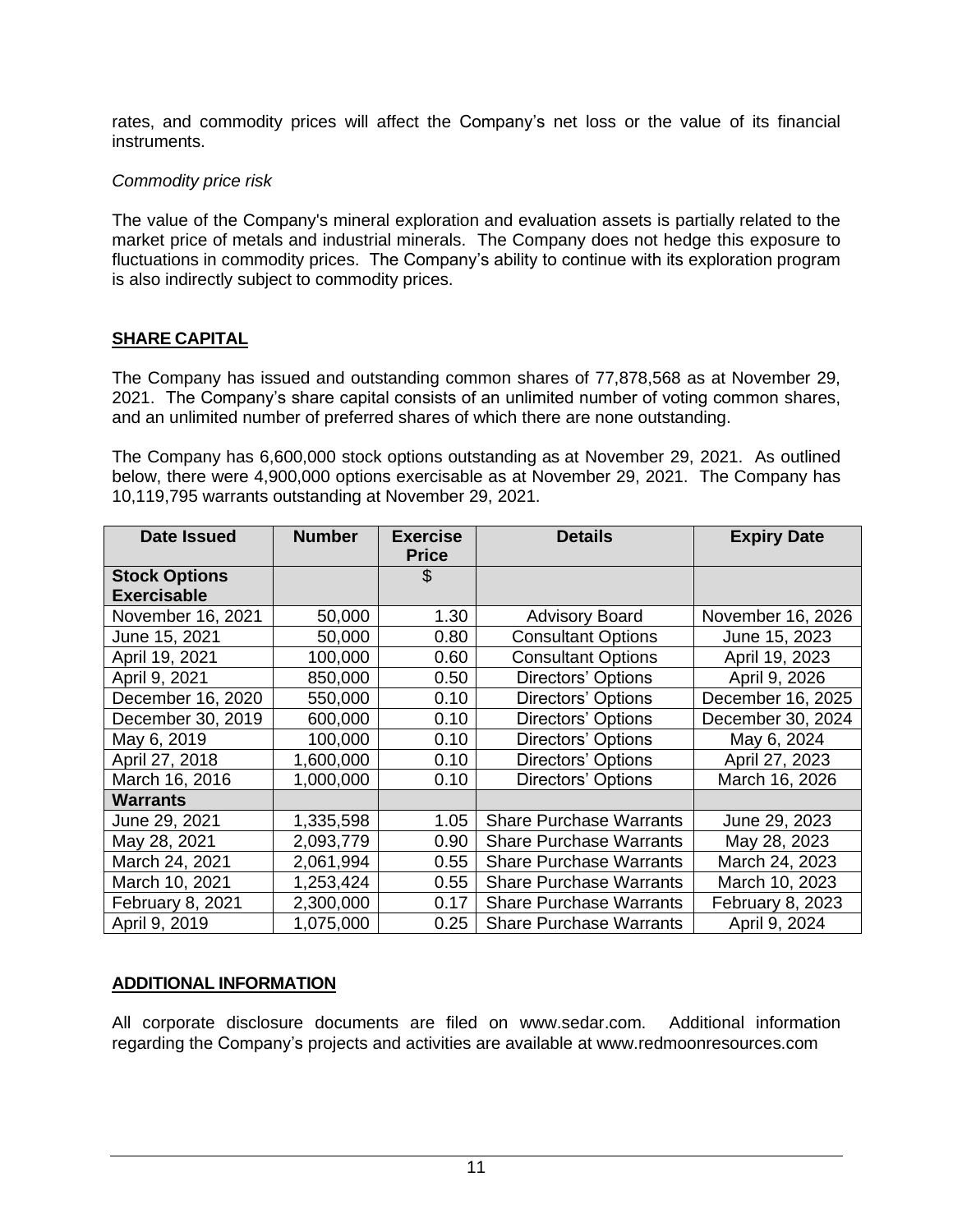rates, and commodity prices will affect the Company's net loss or the value of its financial instruments.

*Commodity price risk*

The value of the Company's mineral exploration and evaluation assets is partially related to the market price of metals and industrial minerals. The Company does not hedge this exposure to fluctuations in commodity prices. The Company's ability to continue with its exploration program is also indirectly subject to commodity prices.

## SHARE CAPITAL

The Company has issued and outstanding common shares of 77,878,568 as at November 29, 2021. The Company's share capital consists of an unlimited number of voting common shares, and an unlimited number of preferred shares of which there are none outstanding.

The Company has 6,600,000 stock options outstanding as at November 29, 2021. As outlined below, there were 4,900,000 options exercisable as at November 29, 2021. The Company has 10,119,795 warrants outstanding at November 29, 2021.

| Date Issued | Number | Exercise Price | Details | Expiry Date |
|---|---|---|---|---|
| **Stock Options Exercisable** | | $ | | |
| November 16, 2021 | 50,000 | 1.30 | Advisory Board | November 16, 2026 |
| June 15, 2021 | 50,000 | 0.80 | Consultant Options | June 15, 2023 |
| April 19, 2021 | 100,000 | 0.60 | Consultant Options | April 19, 2023 |
| April 9, 2021 | 850,000 | 0.50 | Directors' Options | April 9, 2026 |
| December 16, 2020 | 550,000 | 0.10 | Directors' Options | December 16, 2025 |
| December 30, 2019 | 600,000 | 0.10 | Directors' Options | December 30, 2024 |
| May 6, 2019 | 100,000 | 0.10 | Directors' Options | May 6, 2024 |
| April 27, 2018 | 1,600,000 | 0.10 | Directors' Options | April 27, 2023 |
| March 16, 2016 | 1,000,000 | 0.10 | Directors' Options | March 16, 2026 |
| **Warrants** | | | | |
| June 29, 2021 | 1,335,598 | 1.05 | Share Purchase Warrants | June 29, 2023 |
| May 28, 2021 | 2,093,779 | 0.90 | Share Purchase Warrants | May 28, 2023 |
| March 24, 2021 | 2,061,994 | 0.55 | Share Purchase Warrants | March 24, 2023 |
| March 10, 2021 | 1,253,424 | 0.55 | Share Purchase Warrants | March 10, 2023 |
| February 8, 2021 | 2,300,000 | 0.17 | Share Purchase Warrants | February 8, 2023 |
| April 9, 2019 | 1,075,000 | 0.25 | Share Purchase Warrants | April 9, 2024 |

## ADDITIONAL INFORMATION

All corporate disclosure documents are filed on www.sedar.com. Additional information regarding the Company's projects and activities are available at www.redmoonresources.com